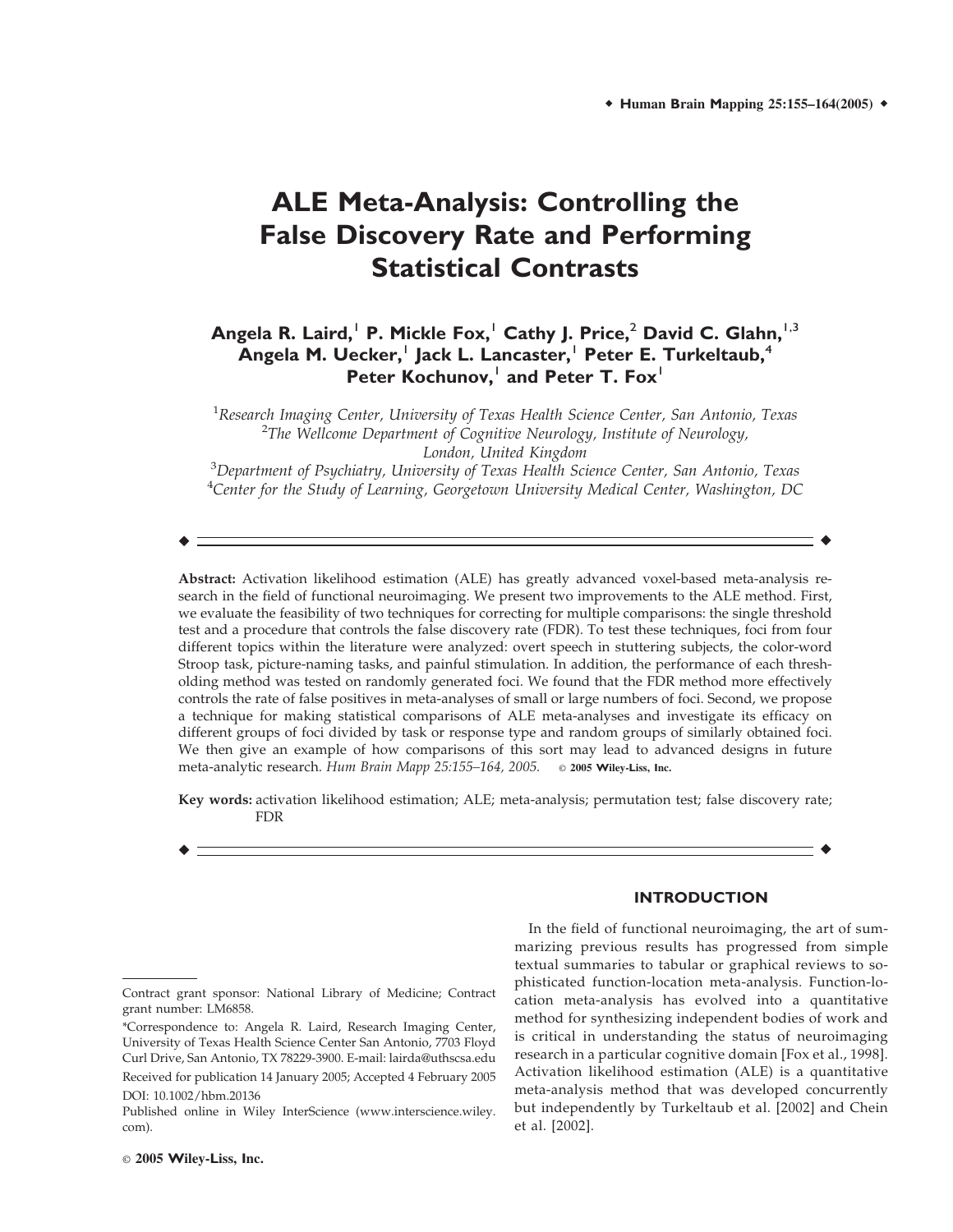# ALE Meta-Analysis: Controlling the False Discovery Rate and Performing Statistical Contrasts

**Angela R. Laird,[1] P. Mickle Fox,[1] Cathy J. Price,[2] David C. Glahn,[1,3] Angela M. Uecker,[1] Jack L. Lancaster,[1] Peter E. Turkeltaub,[4] Peter Kochunov,[1] and Peter T. Fox[1]**

[1]*Research Imaging Center, University of Texas Health Science Center, San Antonio, Texas*
[2]*The Wellcome Department of Cognitive Neurology, Institute of Neurology, London, United Kingdom*
[3]*Department of Psychiatry, University of Texas Health Science Center, San Antonio, Texas*
[4]*Center for the Study of Learning, Georgetown University Medical Center, Washington, DC*

**Abstract:** Activation likelihood estimation (ALE) has greatly advanced voxel-based meta-analysis research in the field of functional neuroimaging. We present two improvements to the ALE method. First, we evaluate the feasibility of two techniques for correcting for multiple comparisons: the single threshold test and a procedure that controls the false discovery rate (FDR). To test these techniques, foci from four different topics within the literature were analyzed: overt speech in stuttering subjects, the color-word Stroop task, picture-naming tasks, and painful stimulation. In addition, the performance of each thresholding method was tested on randomly generated foci. We found that the FDR method more effectively controls the rate of false positives in meta-analyses of small or large numbers of foci. Second, we propose a technique for making statistical comparisons of ALE meta-analyses and investigate its efficacy on different groups of foci divided by task or response type and random groups of similarly obtained foci. We then give an example of how comparisons of this sort may lead to advanced designs in future meta-analytic research. *Hum Brain Mapp 25:155–164, 2005.* © **2005 Wiley-Liss, Inc.**

**Key words:** activation likelihood estimation; ALE; meta-analysis; permutation test; false discovery rate; FDR

## INTRODUCTION

In the field of functional neuroimaging, the art of summarizing previous results has progressed from simple textual summaries to tabular or graphical reviews to sophisticated function-location meta-analysis. Function-location meta-analysis has evolved into a quantitative method for synthesizing independent bodies of work and is critical in understanding the status of neuroimaging research in a particular cognitive domain [Fox et al., 1998]. Activation likelihood estimation (ALE) is a quantitative meta-analysis method that was developed concurrently but independently by Turkeltaub et al. [2002] and Chein et al. [2002].

Contract grant sponsor: National Library of Medicine; Contract grant number: LM6858.

*Correspondence to: Angela R. Laird, Research Imaging Center, University of Texas Health Science Center San Antonio, 7703 Floyd Curl Drive, San Antonio, TX 78229-3900. E-mail: lairda@uthscsa.edu

Received for publication 14 January 2005; Accepted 4 February 2005

DOI: 10.1002/hbm.20136

Published online in Wiley InterScience (www.interscience.wiley.com).

© **2005 Wiley-Liss, Inc.**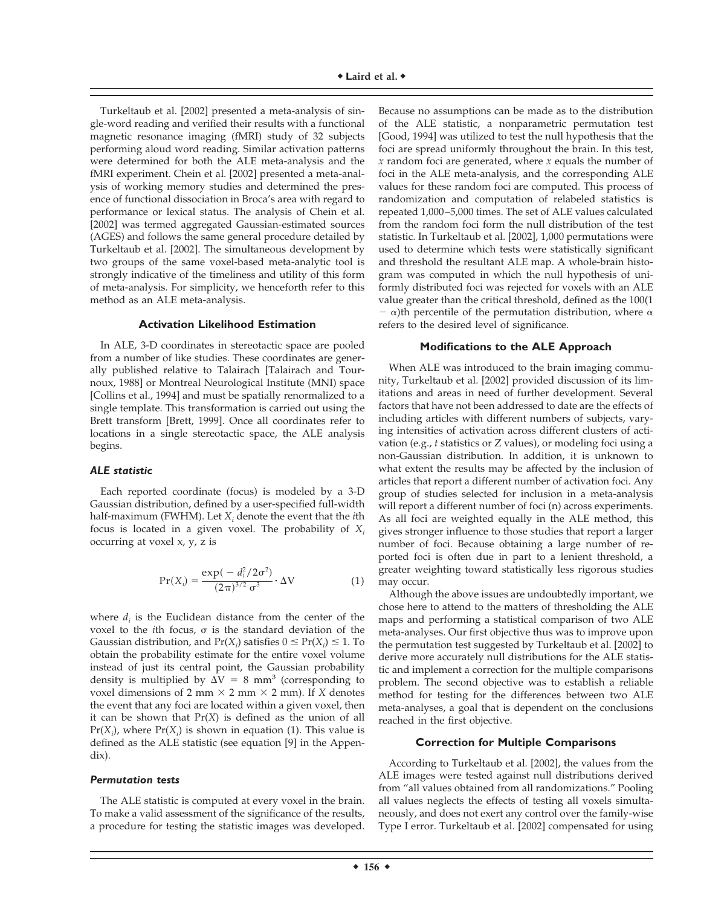Turkeltaub et al. [2002] presented a meta-analysis of single-word reading and verified their results with a functional magnetic resonance imaging (fMRI) study of 32 subjects performing aloud word reading. Similar activation patterns were determined for both the ALE meta-analysis and the fMRI experiment. Chein et al. [2002] presented a meta-analysis of working memory studies and determined the presence of functional dissociation in Broca's area with regard to performance or lexical status. The analysis of Chein et al. [2002] was termed aggregated Gaussian-estimated sources (AGES) and follows the same general procedure detailed by Turkeltaub et al. [2002]. The simultaneous development by two groups of the same voxel-based meta-analytic tool is strongly indicative of the timeliness and utility of this form of meta-analysis. For simplicity, we henceforth refer to this method as an ALE meta-analysis.

## Activation Likelihood Estimation

In ALE, 3-D coordinates in stereotactic space are pooled from a number of like studies. These coordinates are generally published relative to Talairach [Talairach and Tournoux, 1988] or Montreal Neurological Institute (MNI) space [Collins et al., 1994] and must be spatially renormalized to a single template. This transformation is carried out using the Brett transform [Brett, 1999]. Once all coordinates refer to locations in a single stereotactic space, the ALE analysis begins.

### *ALE statistic*

Each reported coordinate (focus) is modeled by a 3-D Gaussian distribution, defined by a user-specified full-width half-maximum (FWHM). Let $X_i$ denote the event that the $i$th focus is located in a given voxel. The probability of $X_i$ occurring at voxel x, y, z is

$$\Pr(X_i) = \frac{\exp(-d_i^2/2\sigma^2)}{(2\pi)^{3/2}\,\sigma^3} \cdot \Delta V \qquad (1)$$

where $d_i$ is the Euclidean distance from the center of the voxel to the $i$th focus, $\sigma$ is the standard deviation of the Gaussian distribution, and $\Pr(X_i)$ satisfies $0 \leq \Pr(X_i) \leq 1$. To obtain the probability estimate for the entire voxel volume instead of just its central point, the Gaussian probability density is multiplied by $\Delta V = 8$ mm$^3$ (corresponding to voxel dimensions of 2 mm × 2 mm × 2 mm). If $X$ denotes the event that any foci are located within a given voxel, then it can be shown that $\Pr(X)$ is defined as the union of all $\Pr(X_i)$, where $\Pr(X_i)$ is shown in equation (1). This value is defined as the ALE statistic (see equation [9] in the Appendix).

### *Permutation tests*

The ALE statistic is computed at every voxel in the brain. To make a valid assessment of the significance of the results, a procedure for testing the statistic images was developed. Because no assumptions can be made as to the distribution of the ALE statistic, a nonparametric permutation test [Good, 1994] was utilized to test the null hypothesis that the foci are spread uniformly throughout the brain. In this test, $x$ random foci are generated, where $x$ equals the number of foci in the ALE meta-analysis, and the corresponding ALE values for these random foci are computed. This process of randomization and computation of relabeled statistics is repeated 1,000–5,000 times. The set of ALE values calculated from the random foci form the null distribution of the test statistic. In Turkeltaub et al. [2002], 1,000 permutations were used to determine which tests were statistically significant and threshold the resultant ALE map. A whole-brain histogram was computed in which the null hypothesis of uniformly distributed foci was rejected for voxels with an ALE value greater than the critical threshold, defined as the $100(1 - \alpha)$th percentile of the permutation distribution, where $\alpha$ refers to the desired level of significance.

## Modifications to the ALE Approach

When ALE was introduced to the brain imaging community, Turkeltaub et al. [2002] provided discussion of its limitations and areas in need of further development. Several factors that have not been addressed to date are the effects of including articles with different numbers of subjects, varying intensities of activation across different clusters of activation (e.g., $t$ statistics or Z values), or modeling foci using a non-Gaussian distribution. In addition, it is unknown to what extent the results may be affected by the inclusion of articles that report a different number of activation foci. Any group of studies selected for inclusion in a meta-analysis will report a different number of foci (n) across experiments. As all foci are weighted equally in the ALE method, this gives stronger influence to those studies that report a larger number of foci. Because obtaining a large number of reported foci is often due in part to a lenient threshold, a greater weighting toward statistically less rigorous studies may occur.

Although the above issues are undoubtedly important, we chose here to attend to the matters of thresholding the ALE maps and performing a statistical comparison of two ALE meta-analyses. Our first objective thus was to improve upon the permutation test suggested by Turkeltaub et al. [2002] to derive more accurately null distributions for the ALE statistic and implement a correction for the multiple comparisons problem. The second objective was to establish a reliable method for testing for the differences between two ALE meta-analyses, a goal that is dependent on the conclusions reached in the first objective.

## Correction for Multiple Comparisons

According to Turkeltaub et al. [2002], the values from the ALE images were tested against null distributions derived from "all values obtained from all randomizations." Pooling all values neglects the effects of testing all voxels simultaneously, and does not exert any control over the family-wise Type I error. Turkeltaub et al. [2002] compensated for using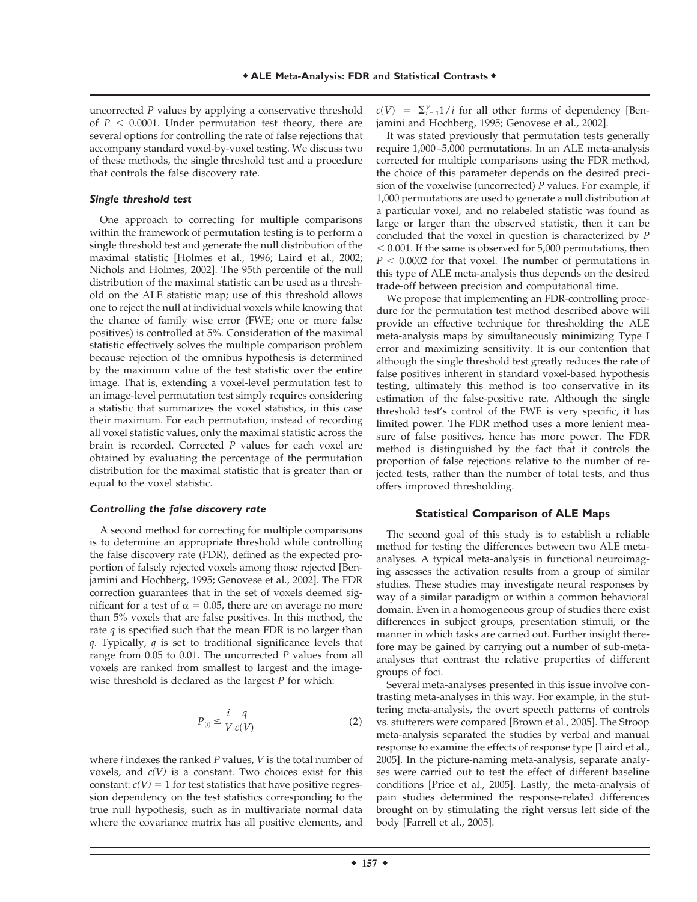uncorrected $P$ values by applying a conservative threshold of $P < 0.0001$. Under permutation test theory, there are several options for controlling the rate of false rejections that accompany standard voxel-by-voxel testing. We discuss two of these methods, the single threshold test and a procedure that controls the false discovery rate.

### *Single threshold test*

One approach to correcting for multiple comparisons within the framework of permutation testing is to perform a single threshold test and generate the null distribution of the maximal statistic [Holmes et al., 1996; Laird et al., 2002; Nichols and Holmes, 2002]. The 95th percentile of the null distribution of the maximal statistic can be used as a threshold on the ALE statistic map; use of this threshold allows one to reject the null at individual voxels while knowing that the chance of family wise error (FWE; one or more false positives) is controlled at 5%. Consideration of the maximal statistic effectively solves the multiple comparison problem because rejection of the omnibus hypothesis is determined by the maximum value of the test statistic over the entire image. That is, extending a voxel-level permutation test to an image-level permutation test simply requires considering a statistic that summarizes the voxel statistics, in this case their maximum. For each permutation, instead of recording all voxel statistic values, only the maximal statistic across the brain is recorded. Corrected $P$ values for each voxel are obtained by evaluating the percentage of the permutation distribution for the maximal statistic that is greater than or equal to the voxel statistic.

### *Controlling the false discovery rate*

A second method for correcting for multiple comparisons is to determine an appropriate threshold while controlling the false discovery rate (FDR), defined as the expected proportion of falsely rejected voxels among those rejected [Benjamini and Hochberg, 1995; Genovese et al., 2002]. The FDR correction guarantees that in the set of voxels deemed significant for a test of $\alpha = 0.05$, there are on average no more than 5% voxels that are false positives. In this method, the rate $q$ is specified such that the mean FDR is no larger than $q$. Typically, $q$ is set to traditional significance levels that range from 0.05 to 0.01. The uncorrected $P$ values from all voxels are ranked from smallest to largest and the image-wise threshold is declared as the largest $P$ for which:

$$P_{(i)} \leq \frac{i}{V} \frac{q}{c(V)} \tag{2}$$

where $i$ indexes the ranked $P$ values, $V$ is the total number of voxels, and $c(V)$ is a constant. Two choices exist for this constant: $c(V) = 1$ for test statistics that have positive regression dependency on the test statistics corresponding to the true null hypothesis, such as in multivariate normal data where the covariance matrix has all positive elements, and $c(V) = \sum_{i=1}^{V} 1/i$ for all other forms of dependency [Benjamini and Hochberg, 1995; Genovese et al., 2002].

It was stated previously that permutation tests generally require 1,000–5,000 permutations. In an ALE meta-analysis corrected for multiple comparisons using the FDR method, the choice of this parameter depends on the desired precision of the voxelwise (uncorrected) $P$ values. For example, if 1,000 permutations are used to generate a null distribution at a particular voxel, and no relabeled statistic was found as large or larger than the observed statistic, then it can be concluded that the voxel in question is characterized by $P < 0.001$. If the same is observed for 5,000 permutations, then $P < 0.0002$ for that voxel. The number of permutations in this type of ALE meta-analysis thus depends on the desired trade-off between precision and computational time.

We propose that implementing an FDR-controlling procedure for the permutation test method described above will provide an effective technique for thresholding the ALE meta-analysis maps by simultaneously minimizing Type I error and maximizing sensitivity. It is our contention that although the single threshold test greatly reduces the rate of false positives inherent in standard voxel-based hypothesis testing, ultimately this method is too conservative in its estimation of the false-positive rate. Although the single threshold test's control of the FWE is very specific, it has limited power. The FDR method uses a more lenient measure of false positives, hence has more power. The FDR method is distinguished by the fact that it controls the proportion of false rejections relative to the number of rejected tests, rather than the number of total tests, and thus offers improved thresholding.

## Statistical Comparison of ALE Maps

The second goal of this study is to establish a reliable method for testing the differences between two ALE meta-analyses. A typical meta-analysis in functional neuroimaging assesses the activation results from a group of similar studies. These studies may investigate neural responses by way of a similar paradigm or within a common behavioral domain. Even in a homogeneous group of studies there exist differences in subject groups, presentation stimuli, or the manner in which tasks are carried out. Further insight therefore may be gained by carrying out a number of sub-meta-analyses that contrast the relative properties of different groups of foci.

Several meta-analyses presented in this issue involve contrasting meta-analyses in this way. For example, in the stuttering meta-analysis, the overt speech patterns of controls vs. stutterers were compared [Brown et al., 2005]. The Stroop meta-analysis separated the studies by verbal and manual response to examine the effects of response type [Laird et al., 2005]. In the picture-naming meta-analysis, separate analyses were carried out to test the effect of different baseline conditions [Price et al., 2005]. Lastly, the meta-analysis of pain studies determined the response-related differences brought on by stimulating the right versus left side of the body [Farrell et al., 2005].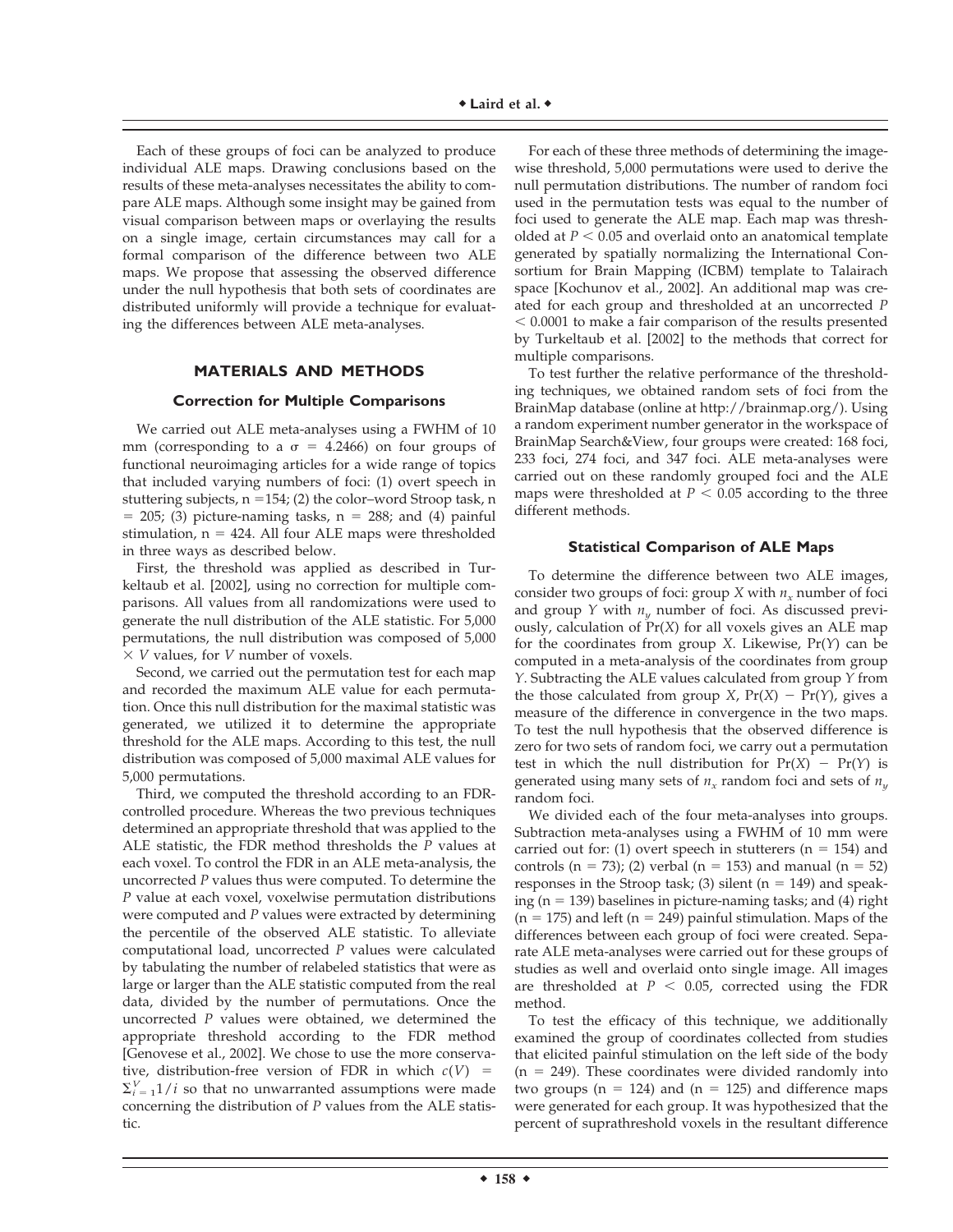Each of these groups of foci can be analyzed to produce individual ALE maps. Drawing conclusions based on the results of these meta-analyses necessitates the ability to compare ALE maps. Although some insight may be gained from visual comparison between maps or overlaying the results on a single image, certain circumstances may call for a formal comparison of the difference between two ALE maps. We propose that assessing the observed difference under the null hypothesis that both sets of coordinates are distributed uniformly will provide a technique for evaluating the differences between ALE meta-analyses.

## MATERIALS AND METHODS

### Correction for Multiple Comparisons

We carried out ALE meta-analyses using a FWHM of 10 mm (corresponding to a $\sigma = 4.2466$) on four groups of functional neuroimaging articles for a wide range of topics that included varying numbers of foci: (1) overt speech in stuttering subjects, $n = 154$; (2) the color–word Stroop task, $n = 205$; (3) picture-naming tasks, $n = 288$; and (4) painful stimulation, $n = 424$. All four ALE maps were thresholded in three ways as described below.

First, the threshold was applied as described in Turkeltaub et al. [2002], using no correction for multiple comparisons. All values from all randomizations were used to generate the null distribution of the ALE statistic. For 5,000 permutations, the null distribution was composed of $5{,}000 \times V$ values, for $V$ number of voxels.

Second, we carried out the permutation test for each map and recorded the maximum ALE value for each permutation. Once this null distribution for the maximal statistic was generated, we utilized it to determine the appropriate threshold for the ALE maps. According to this test, the null distribution was composed of 5,000 maximal ALE values for 5,000 permutations.

Third, we computed the threshold according to an FDR-controlled procedure. Whereas the two previous techniques determined an appropriate threshold that was applied to the ALE statistic, the FDR method thresholds the $P$ values at each voxel. To control the FDR in an ALE meta-analysis, the uncorrected $P$ values thus were computed. To determine the $P$ value at each voxel, voxelwise permutation distributions were computed and $P$ values were extracted by determining the percentile of the observed ALE statistic. To alleviate computational load, uncorrected $P$ values were calculated by tabulating the number of relabeled statistics that were as large or larger than the ALE statistic computed from the real data, divided by the number of permutations. Once the uncorrected $P$ values were obtained, we determined the appropriate threshold according to the FDR method [Genovese et al., 2002]. We chose to use the more conservative, distribution-free version of FDR in which $c(V) = \sum_{i=1}^{V} 1/i$ so that no unwarranted assumptions were made concerning the distribution of $P$ values from the ALE statistic.

For each of these three methods of determining the image-wise threshold, 5,000 permutations were used to derive the null permutation distributions. The number of random foci used in the permutation tests was equal to the number of foci used to generate the ALE map. Each map was thresholded at $P < 0.05$ and overlaid onto an anatomical template generated by spatially normalizing the International Consortium for Brain Mapping (ICBM) template to Talairach space [Kochunov et al., 2002]. An additional map was created for each group and thresholded at an uncorrected $P < 0.0001$ to make a fair comparison of the results presented by Turkeltaub et al. [2002] to the methods that correct for multiple comparisons.

To test further the relative performance of the thresholding techniques, we obtained random sets of foci from the BrainMap database (online at http://brainmap.org/). Using a random experiment number generator in the workspace of BrainMap Search&View, four groups were created: 168 foci, 233 foci, 274 foci, and 347 foci. ALE meta-analyses were carried out on these randomly grouped foci and the ALE maps were thresholded at $P < 0.05$ according to the three different methods.

### Statistical Comparison of ALE Maps

To determine the difference between two ALE images, consider two groups of foci: group $X$ with $n_x$ number of foci and group $Y$ with $n_y$ number of foci. As discussed previously, calculation of $\Pr(X)$ for all voxels gives an ALE map for the coordinates from group $X$. Likewise, $\Pr(Y)$ can be computed in a meta-analysis of the coordinates from group $Y$. Subtracting the ALE values calculated from group $Y$ from the those calculated from group $X$, $\Pr(X) - \Pr(Y)$, gives a measure of the difference in convergence in the two maps. To test the null hypothesis that the observed difference is zero for two sets of random foci, we carry out a permutation test in which the null distribution for $\Pr(X) - \Pr(Y)$ is generated using many sets of $n_x$ random foci and sets of $n_y$ random foci.

We divided each of the four meta-analyses into groups. Subtraction meta-analyses using a FWHM of 10 mm were carried out for: (1) overt speech in stutterers ($n = 154$) and controls ($n = 73$); (2) verbal ($n = 153$) and manual ($n = 52$) responses in the Stroop task; (3) silent ($n = 149$) and speaking ($n = 139$) baselines in picture-naming tasks; and (4) right ($n = 175$) and left ($n = 249$) painful stimulation. Maps of the differences between each group of foci were created. Separate ALE meta-analyses were carried out for these groups of studies as well and overlaid onto single image. All images are thresholded at $P < 0.05$, corrected using the FDR method.

To test the efficacy of this technique, we additionally examined the group of coordinates collected from studies that elicited painful stimulation on the left side of the body ($n = 249$). These coordinates were divided randomly into two groups ($n = 124$) and ($n = 125$) and difference maps were generated for each group. It was hypothesized that the percent of suprathreshold voxels in the resultant difference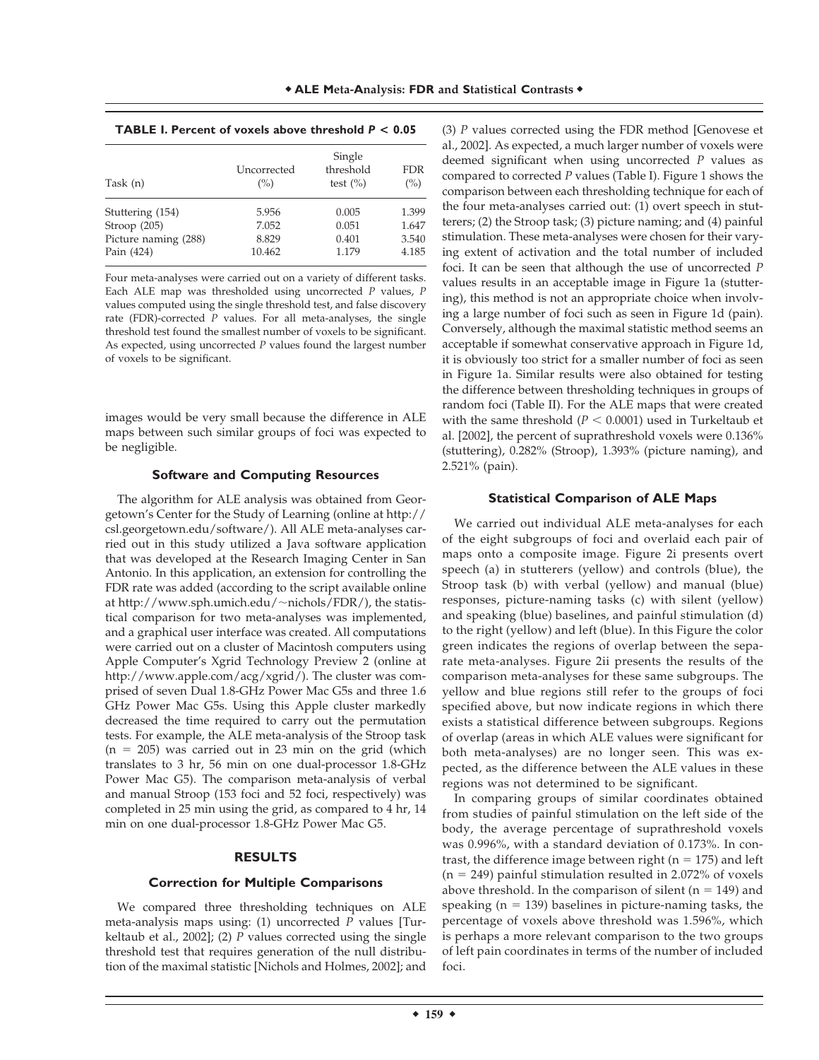**TABLE I. Percent of voxels above threshold $P < 0.05$**

| Task (n) | Uncorrected (%) | Single threshold test (%) | FDR (%) |
|---|---|---|---|
| Stuttering (154) | 5.956 | 0.005 | 1.399 |
| Stroop (205) | 7.052 | 0.051 | 1.647 |
| Picture naming (288) | 8.829 | 0.401 | 3.540 |
| Pain (424) | 10.462 | 1.179 | 4.185 |

Four meta-analyses were carried out on a variety of different tasks. Each ALE map was thresholded using uncorrected *P* values, *P* values computed using the single threshold test, and false discovery rate (FDR)-corrected *P* values. For all meta-analyses, the single threshold test found the smallest number of voxels to be significant. As expected, using uncorrected *P* values found the largest number of voxels to be significant.

images would be very small because the difference in ALE maps between such similar groups of foci was expected to be negligible.

### Software and Computing Resources

The algorithm for ALE analysis was obtained from Georgetown's Center for the Study of Learning (online at http://csl.georgetown.edu/software/). All ALE meta-analyses carried out in this study utilized a Java software application that was developed at the Research Imaging Center in San Antonio. In this application, an extension for controlling the FDR rate was added (according to the script available online at http://www.sph.umich.edu/~nichols/FDR/), the statistical comparison for two meta-analyses was implemented, and a graphical user interface was created. All computations were carried out on a cluster of Macintosh computers using Apple Computer's Xgrid Technology Preview 2 (online at http://www.apple.com/acg/xgrid/). The cluster was comprised of seven Dual 1.8-GHz Power Mac G5s and three 1.6 GHz Power Mac G5s. Using this Apple cluster markedly decreased the time required to carry out the permutation tests. For example, the ALE meta-analysis of the Stroop task (n = 205) was carried out in 23 min on the grid (which translates to 3 hr, 56 min on one dual-processor 1.8-GHz Power Mac G5). The comparison meta-analysis of verbal and manual Stroop (153 foci and 52 foci, respectively) was completed in 25 min using the grid, as compared to 4 hr, 14 min on one dual-processor 1.8-GHz Power Mac G5.

## RESULTS

### Correction for Multiple Comparisons

We compared three thresholding techniques on ALE meta-analysis maps using: (1) uncorrected *P* values [Turkeltaub et al., 2002]; (2) *P* values corrected using the single threshold test that requires generation of the null distribution of the maximal statistic [Nichols and Holmes, 2002]; and (3) *P* values corrected using the FDR method [Genovese et al., 2002]. As expected, a much larger number of voxels were deemed significant when using uncorrected *P* values as compared to corrected *P* values (Table I). Figure 1 shows the comparison between each thresholding technique for each of the four meta-analyses carried out: (1) overt speech in stutterers; (2) the Stroop task; (3) picture naming; and (4) painful stimulation. These meta-analyses were chosen for their varying extent of activation and the total number of included foci. It can be seen that although the use of uncorrected *P* values results in an acceptable image in Figure 1a (stuttering), this method is not an appropriate choice when involving a large number of foci such as seen in Figure 1d (pain). Conversely, although the maximal statistic method seems an acceptable if somewhat conservative approach in Figure 1d, it is obviously too strict for a smaller number of foci as seen in Figure 1a. Similar results were also obtained for testing the difference between thresholding techniques in groups of random foci (Table II). For the ALE maps that were created with the same threshold ($P < 0.0001$) used in Turkeltaub et al. [2002], the percent of suprathreshold voxels were 0.136% (stuttering), 0.282% (Stroop), 1.393% (picture naming), and 2.521% (pain).

### Statistical Comparison of ALE Maps

We carried out individual ALE meta-analyses for each of the eight subgroups of foci and overlaid each pair of maps onto a composite image. Figure 2i presents overt speech (a) in stutterers (yellow) and controls (blue), the Stroop task (b) with verbal (yellow) and manual (blue) responses, picture-naming tasks (c) with silent (yellow) and speaking (blue) baselines, and painful stimulation (d) to the right (yellow) and left (blue). In this Figure the color green indicates the regions of overlap between the separate meta-analyses. Figure 2ii presents the results of the comparison meta-analyses for these same subgroups. The yellow and blue regions still refer to the groups of foci specified above, but now indicate regions in which there exists a statistical difference between subgroups. Regions of overlap (areas in which ALE values were significant for both meta-analyses) are no longer seen. This was expected, as the difference between the ALE values in these regions was not determined to be significant.

In comparing groups of similar coordinates obtained from studies of painful stimulation on the left side of the body, the average percentage of suprathreshold voxels was 0.996%, with a standard deviation of 0.173%. In contrast, the difference image between right (n = 175) and left (n = 249) painful stimulation resulted in 2.072% of voxels above threshold. In the comparison of silent (n = 149) and speaking (n = 139) baselines in picture-naming tasks, the percentage of voxels above threshold was 1.596%, which is perhaps a more relevant comparison to the two groups of left pain coordinates in terms of the number of included foci.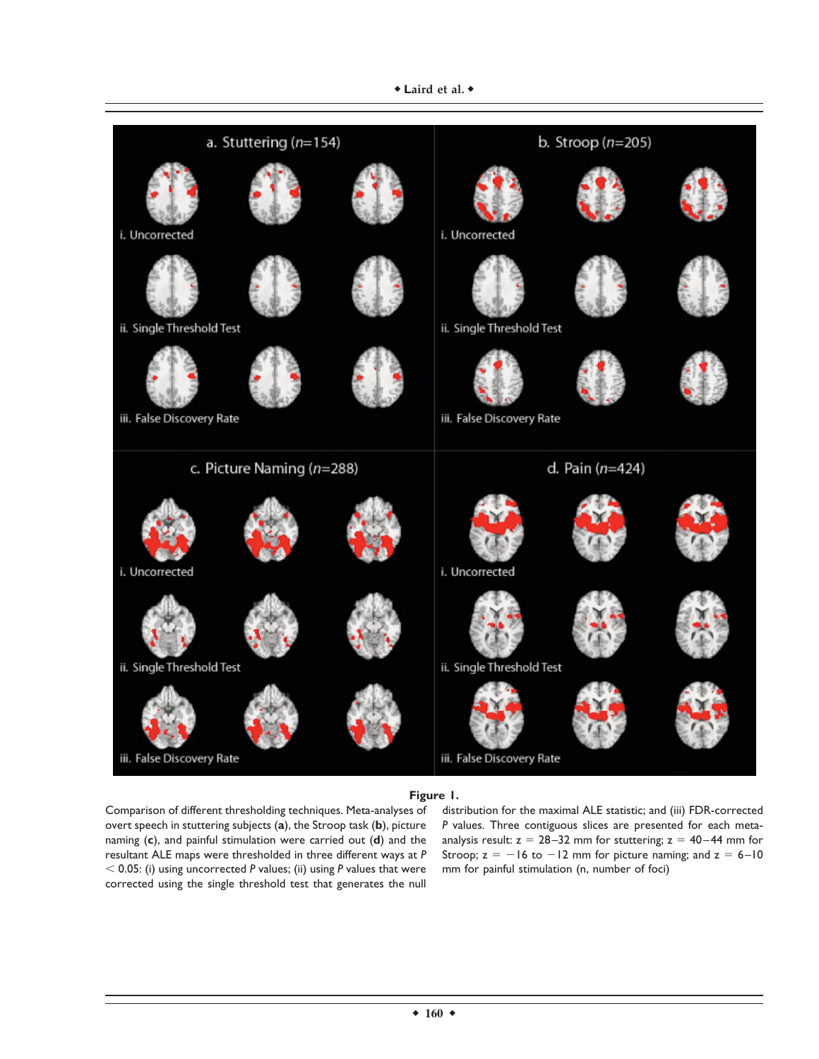**Figure 1.**

Comparison of different thresholding techniques. Meta-analyses of overt speech in stuttering subjects (**a**), the Stroop task (**b**), picture naming (**c**), and painful stimulation were carried out (**d**) and the resultant ALE maps were thresholded in three different ways at $P < 0.05$: (i) using uncorrected $P$ values; (ii) using $P$ values that were corrected using the single threshold test that generates the null distribution for the maximal ALE statistic; and (iii) FDR-corrected $P$ values. Three contiguous slices are presented for each meta-analysis result: $z = 28$–$32$ mm for stuttering; $z = 40$–$44$ mm for Stroop; $z = -16$ to $-12$ mm for picture naming; and $z = 6$–$10$ mm for painful stimulation (n, number of foci)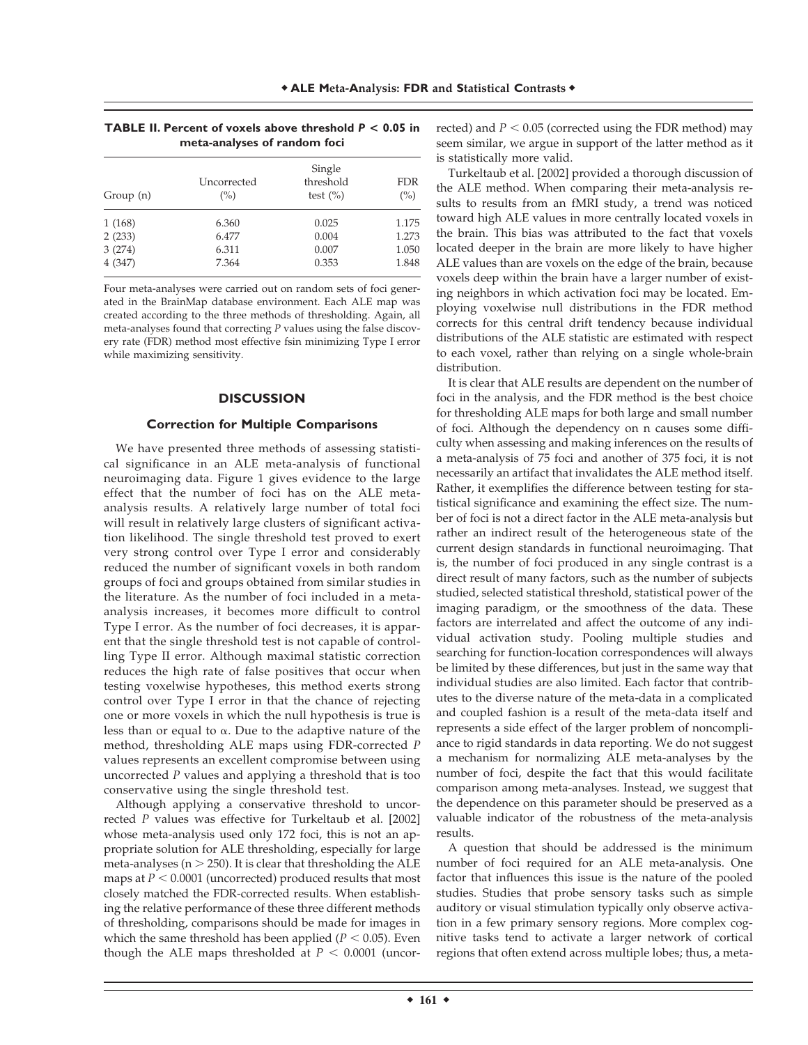**TABLE II. Percent of voxels above threshold $P < 0.05$ in meta-analyses of random foci**

| Group (n) | Uncorrected (%) | Single threshold test (%) | FDR (%) |
|---|---|---|---|
| 1 (168) | 6.360 | 0.025 | 1.175 |
| 2 (233) | 6.477 | 0.004 | 1.273 |
| 3 (274) | 6.311 | 0.007 | 1.050 |
| 4 (347) | 7.364 | 0.353 | 1.848 |

Four meta-analyses were carried out on random sets of foci generated in the BrainMap database environment. Each ALE map was created according to the three methods of thresholding. Again, all meta-analyses found that correcting $P$ values using the false discovery rate (FDR) method most effective fsin minimizing Type I error while maximizing sensitivity.

## DISCUSSION

### Correction for Multiple Comparisons

We have presented three methods of assessing statistical significance in an ALE meta-analysis of functional neuroimaging data. Figure 1 gives evidence to the large effect that the number of foci has on the ALE meta-analysis results. A relatively large number of total foci will result in relatively large clusters of significant activation likelihood. The single threshold test proved to exert very strong control over Type I error and considerably reduced the number of significant voxels in both random groups of foci and groups obtained from similar studies in the literature. As the number of foci included in a meta-analysis increases, it becomes more difficult to control Type I error. As the number of foci decreases, it is apparent that the single threshold test is not capable of controlling Type II error. Although maximal statistic correction reduces the high rate of false positives that occur when testing voxelwise hypotheses, this method exerts strong control over Type I error in that the chance of rejecting one or more voxels in which the null hypothesis is true is less than or equal to $\alpha$. Due to the adaptive nature of the method, thresholding ALE maps using FDR-corrected $P$ values represents an excellent compromise between using uncorrected $P$ values and applying a threshold that is too conservative using the single threshold test.

Although applying a conservative threshold to uncorrected $P$ values was effective for Turkeltaub et al. [2002] whose meta-analysis used only 172 foci, this is not an appropriate solution for ALE thresholding, especially for large meta-analyses ($n > 250$). It is clear that thresholding the ALE maps at $P < 0.0001$ (uncorrected) produced results that most closely matched the FDR-corrected results. When establishing the relative performance of these three different methods of thresholding, comparisons should be made for images in which the same threshold has been applied ($P < 0.05$). Even though the ALE maps thresholded at $P < 0.0001$ (uncorrected) and $P < 0.05$ (corrected using the FDR method) may seem similar, we argue in support of the latter method as it is statistically more valid.

Turkeltaub et al. [2002] provided a thorough discussion of the ALE method. When comparing their meta-analysis results to results from an fMRI study, a trend was noticed toward high ALE values in more centrally located voxels in the brain. This bias was attributed to the fact that voxels located deeper in the brain are more likely to have higher ALE values than are voxels on the edge of the brain, because voxels deep within the brain have a larger number of existing neighbors in which activation foci may be located. Employing voxelwise null distributions in the FDR method corrects for this central drift tendency because individual distributions of the ALE statistic are estimated with respect to each voxel, rather than relying on a single whole-brain distribution.

It is clear that ALE results are dependent on the number of foci in the analysis, and the FDR method is the best choice for thresholding ALE maps for both large and small number of foci. Although the dependency on n causes some difficulty when assessing and making inferences on the results of a meta-analysis of 75 foci and another of 375 foci, it is not necessarily an artifact that invalidates the ALE method itself. Rather, it exemplifies the difference between testing for statistical significance and examining the effect size. The number of foci is not a direct factor in the ALE meta-analysis but rather an indirect result of the heterogeneous state of the current design standards in functional neuroimaging. That is, the number of foci produced in any single contrast is a direct result of many factors, such as the number of subjects studied, selected statistical threshold, statistical power of the imaging paradigm, or the smoothness of the data. These factors are interrelated and affect the outcome of any individual activation study. Pooling multiple studies and searching for function-location correspondences will always be limited by these differences, but just in the same way that individual studies are also limited. Each factor that contributes to the diverse nature of the meta-data in a complicated and coupled fashion is a result of the meta-data itself and represents a side effect of the larger problem of noncompliance to rigid standards in data reporting. We do not suggest a mechanism for normalizing ALE meta-analyses by the number of foci, despite the fact that this would facilitate comparison among meta-analyses. Instead, we suggest that the dependence on this parameter should be preserved as a valuable indicator of the robustness of the meta-analysis results.

A question that should be addressed is the minimum number of foci required for an ALE meta-analysis. One factor that influences this issue is the nature of the pooled studies. Studies that probe sensory tasks such as simple auditory or visual stimulation typically only observe activation in a few primary sensory regions. More complex cognitive tasks tend to activate a larger network of cortical regions that often extend across multiple lobes; thus, a meta-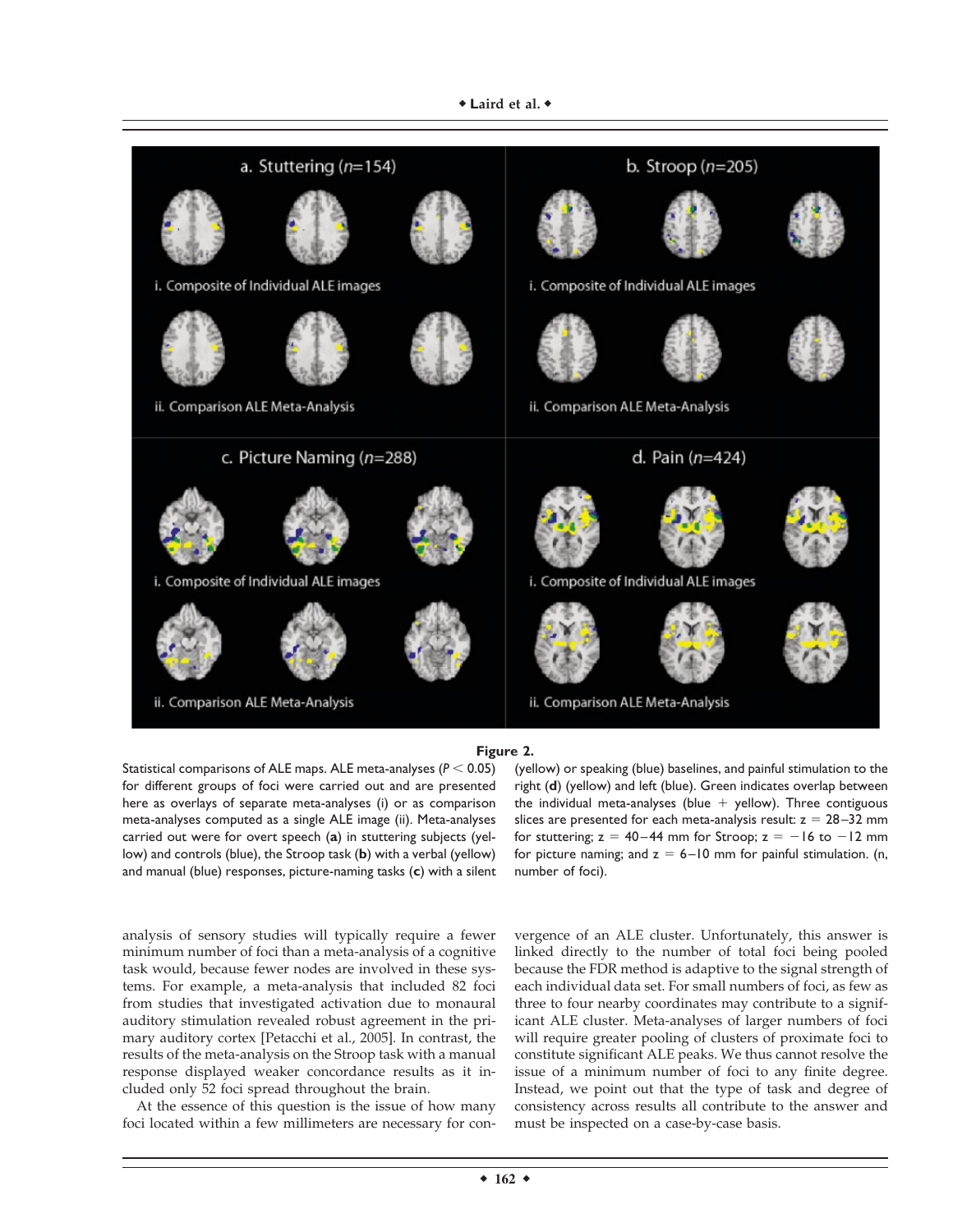**Figure 2.**

Statistical comparisons of ALE maps. ALE meta-analyses ($P < 0.05$) for different groups of foci were carried out and are presented here as overlays of separate meta-analyses (i) or as comparison meta-analyses computed as a single ALE image (ii). Meta-analyses carried out were for overt speech (**a**) in stuttering subjects (yellow) and controls (blue), the Stroop task (**b**) with a verbal (yellow) and manual (blue) responses, picture-naming tasks (**c**) with a silent (yellow) or speaking (blue) baselines, and painful stimulation to the right (**d**) (yellow) and left (blue). Green indicates overlap between the individual meta-analyses (blue + yellow). Three contiguous slices are presented for each meta-analysis result: z = 28–32 mm for stuttering; z = 40–44 mm for Stroop; z = −16 to −12 mm for picture naming; and z = 6–10 mm for painful stimulation. (n, number of foci).

analysis of sensory studies will typically require a fewer minimum number of foci than a meta-analysis of a cognitive task would, because fewer nodes are involved in these systems. For example, a meta-analysis that included 82 foci from studies that investigated activation due to monaural auditory stimulation revealed robust agreement in the primary auditory cortex [Petacchi et al., 2005]. In contrast, the results of the meta-analysis on the Stroop task with a manual response displayed weaker concordance results as it included only 52 foci spread throughout the brain.

At the essence of this question is the issue of how many foci located within a few millimeters are necessary for convergence of an ALE cluster. Unfortunately, this answer is linked directly to the number of total foci being pooled because the FDR method is adaptive to the signal strength of each individual data set. For small numbers of foci, as few as three to four nearby coordinates may contribute to a significant ALE cluster. Meta-analyses of larger numbers of foci will require greater pooling of clusters of proximate foci to constitute significant ALE peaks. We thus cannot resolve the issue of a minimum number of foci to any finite degree. Instead, we point out that the type of task and degree of consistency across results all contribute to the answer and must be inspected on a case-by-case basis.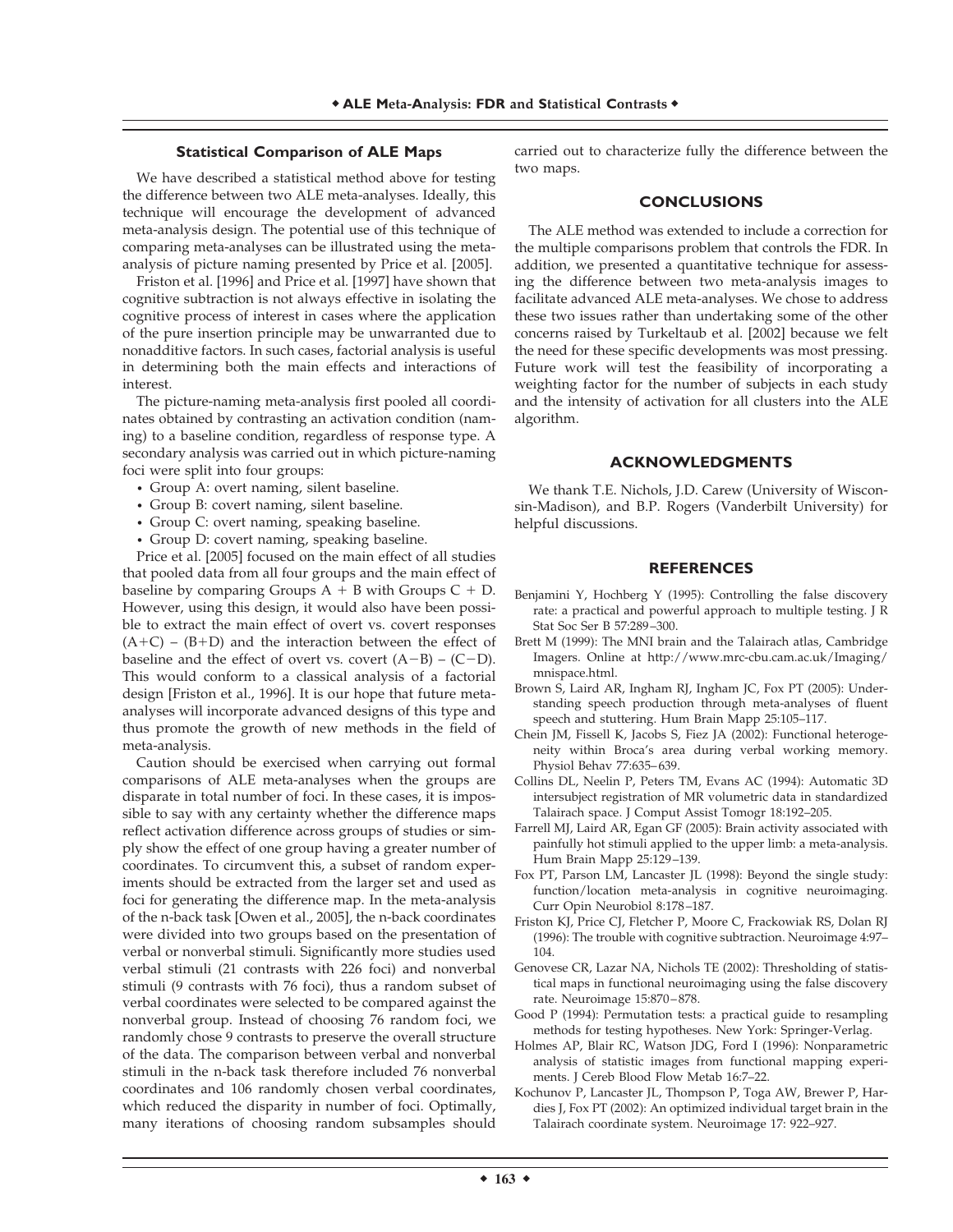### Statistical Comparison of ALE Maps

We have described a statistical method above for testing the difference between two ALE meta-analyses. Ideally, this technique will encourage the development of advanced meta-analysis design. The potential use of this technique of comparing meta-analyses can be illustrated using the meta-analysis of picture naming presented by Price et al. [2005].

Friston et al. [1996] and Price et al. [1997] have shown that cognitive subtraction is not always effective in isolating the cognitive process of interest in cases where the application of the pure insertion principle may be unwarranted due to nonadditive factors. In such cases, factorial analysis is useful in determining both the main effects and interactions of interest.

The picture-naming meta-analysis first pooled all coordinates obtained by contrasting an activation condition (naming) to a baseline condition, regardless of response type. A secondary analysis was carried out in which picture-naming foci were split into four groups:

- Group A: overt naming, silent baseline.
- Group B: covert naming, silent baseline.
- Group C: overt naming, speaking baseline.
- Group D: covert naming, speaking baseline.

Price et al. [2005] focused on the main effect of all studies that pooled data from all four groups and the main effect of baseline by comparing Groups A + B with Groups C + D. However, using this design, it would also have been possible to extract the main effect of overt vs. covert responses (A+C) – (B+D) and the interaction between the effect of baseline and the effect of overt vs. covert (A−B) – (C−D). This would conform to a classical analysis of a factorial design [Friston et al., 1996]. It is our hope that future meta-analyses will incorporate advanced designs of this type and thus promote the growth of new methods in the field of meta-analysis.

Caution should be exercised when carrying out formal comparisons of ALE meta-analyses when the groups are disparate in total number of foci. In these cases, it is impossible to say with any certainty whether the difference maps reflect activation difference across groups of studies or simply show the effect of one group having a greater number of coordinates. To circumvent this, a subset of random experiments should be extracted from the larger set and used as foci for generating the difference map. In the meta-analysis of the n-back task [Owen et al., 2005], the n-back coordinates were divided into two groups based on the presentation of verbal or nonverbal stimuli. Significantly more studies used verbal stimuli (21 contrasts with 226 foci) and nonverbal stimuli (9 contrasts with 76 foci), thus a random subset of verbal coordinates were selected to be compared against the nonverbal group. Instead of choosing 76 random foci, we randomly chose 9 contrasts to preserve the overall structure of the data. The comparison between verbal and nonverbal stimuli in the n-back task therefore included 76 nonverbal coordinates and 106 randomly chosen verbal coordinates, which reduced the disparity in number of foci. Optimally, many iterations of choosing random subsamples should carried out to characterize fully the difference between the two maps.

## CONCLUSIONS

The ALE method was extended to include a correction for the multiple comparisons problem that controls the FDR. In addition, we presented a quantitative technique for assessing the difference between two meta-analysis images to facilitate advanced ALE meta-analyses. We chose to address these two issues rather than undertaking some of the other concerns raised by Turkeltaub et al. [2002] because we felt the need for these specific developments was most pressing. Future work will test the feasibility of incorporating a weighting factor for the number of subjects in each study and the intensity of activation for all clusters into the ALE algorithm.

## ACKNOWLEDGMENTS

We thank T.E. Nichols, J.D. Carew (University of Wisconsin-Madison), and B.P. Rogers (Vanderbilt University) for helpful discussions.

## REFERENCES

Benjamini Y, Hochberg Y (1995): Controlling the false discovery rate: a practical and powerful approach to multiple testing. J R Stat Soc Ser B 57:289–300.

Brett M (1999): The MNI brain and the Talairach atlas, Cambridge Imagers. Online at http://www.mrc-cbu.cam.ac.uk/Imaging/mnispace.html.

Brown S, Laird AR, Ingham RJ, Ingham JC, Fox PT (2005): Understanding speech production through meta-analyses of fluent speech and stuttering. Hum Brain Mapp 25:105–117.

Chein JM, Fissell K, Jacobs S, Fiez JA (2002): Functional heterogeneity within Broca's area during verbal working memory. Physiol Behav 77:635–639.

Collins DL, Neelin P, Peters TM, Evans AC (1994): Automatic 3D intersubject registration of MR volumetric data in standardized Talairach space. J Comput Assist Tomogr 18:192–205.

Farrell MJ, Laird AR, Egan GF (2005): Brain activity associated with painfully hot stimuli applied to the upper limb: a meta-analysis. Hum Brain Mapp 25:129–139.

Fox PT, Parson LM, Lancaster JL (1998): Beyond the single study: function/location meta-analysis in cognitive neuroimaging. Curr Opin Neurobiol 8:178–187.

Friston KJ, Price CJ, Fletcher P, Moore C, Frackowiak RS, Dolan RJ (1996): The trouble with cognitive subtraction. Neuroimage 4:97–104.

Genovese CR, Lazar NA, Nichols TE (2002): Thresholding of statistical maps in functional neuroimaging using the false discovery rate. Neuroimage 15:870–878.

Good P (1994): Permutation tests: a practical guide to resampling methods for testing hypotheses. New York: Springer-Verlag.

Holmes AP, Blair RC, Watson JDG, Ford I (1996): Nonparametric analysis of statistic images from functional mapping experiments. J Cereb Blood Flow Metab 16:7–22.

Kochunov P, Lancaster JL, Thompson P, Toga AW, Brewer P, Hardies J, Fox PT (2002): An optimized individual target brain in the Talairach coordinate system. Neuroimage 17: 922–927.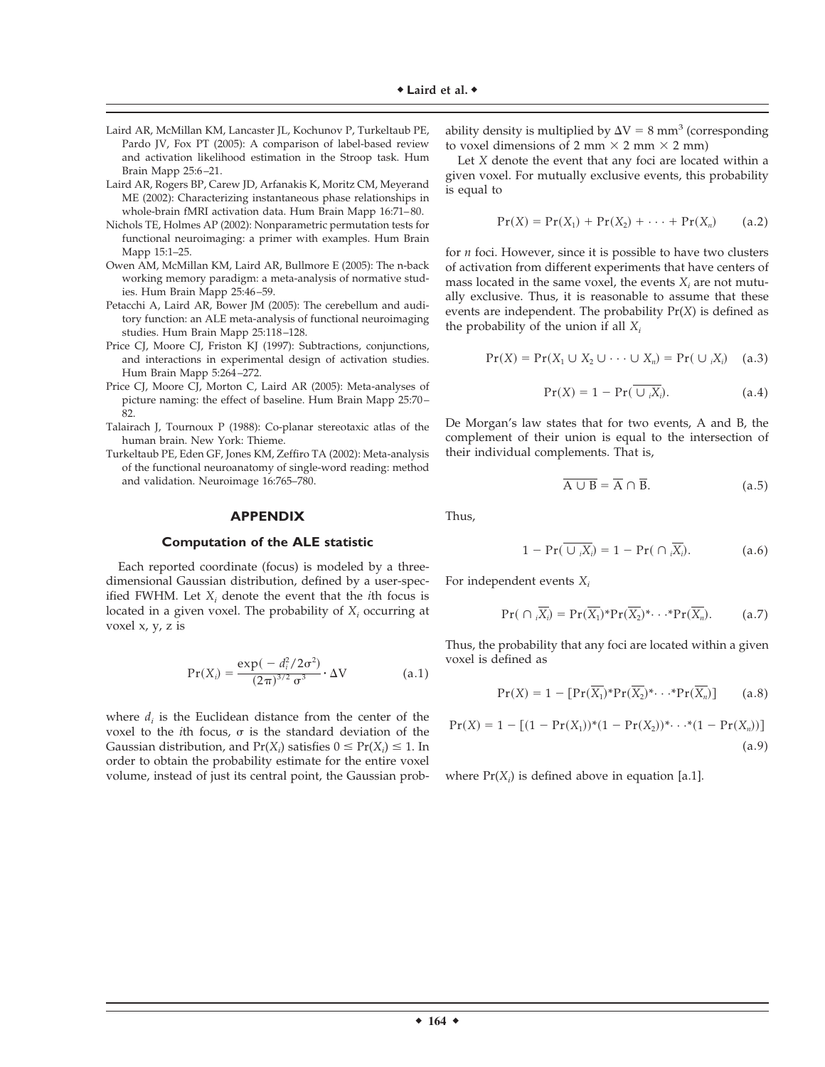Laird AR, McMillan KM, Lancaster JL, Kochunov P, Turkeltaub PE, Pardo JV, Fox PT (2005): A comparison of label-based review and activation likelihood estimation in the Stroop task. Hum Brain Mapp 25:6–21.

Laird AR, Rogers BP, Carew JD, Arfanakis K, Moritz CM, Meyerand ME (2002): Characterizing instantaneous phase relationships in whole-brain fMRI activation data. Hum Brain Mapp 16:71–80.

Nichols TE, Holmes AP (2002): Nonparametric permutation tests for functional neuroimaging: a primer with examples. Hum Brain Mapp 15:1–25.

Owen AM, McMillan KM, Laird AR, Bullmore E (2005): The n-back working memory paradigm: a meta-analysis of normative studies. Hum Brain Mapp 25:46–59.

Petacchi A, Laird AR, Bower JM (2005): The cerebellum and auditory function: an ALE meta-analysis of functional neuroimaging studies. Hum Brain Mapp 25:118–128.

Price CJ, Moore CJ, Friston KJ (1997): Subtractions, conjunctions, and interactions in experimental design of activation studies. Hum Brain Mapp 5:264–272.

Price CJ, Moore CJ, Morton C, Laird AR (2005): Meta-analyses of picture naming: the effect of baseline. Hum Brain Mapp 25:70–82.

Talairach J, Tournoux P (1988): Co-planar stereotaxic atlas of the human brain. New York: Thieme.

Turkeltaub PE, Eden GF, Jones KM, Zeffiro TA (2002): Meta-analysis of the functional neuroanatomy of single-word reading: method and validation. Neuroimage 16:765–780.

## APPENDIX

### Computation of the ALE statistic

Each reported coordinate (focus) is modeled by a three-dimensional Gaussian distribution, defined by a user-specified FWHM. Let $X_i$ denote the event that the $i$th focus is located in a given voxel. The probability of $X_i$ occurring at voxel x, y, z is

$$\Pr(X_i) = \frac{\exp(-d_i^2/2\sigma^2)}{(2\pi)^{3/2}\,\sigma^3} \cdot \Delta V \qquad (a.1)$$

where $d_i$ is the Euclidean distance from the center of the voxel to the $i$th focus, $\sigma$ is the standard deviation of the Gaussian distribution, and $\Pr(X_i)$ satisfies $0 \le \Pr(X_i) \le 1$. In order to obtain the probability estimate for the entire voxel volume, instead of just its central point, the Gaussian probability density is multiplied by $\Delta V = 8\ \text{mm}^3$ (corresponding to voxel dimensions of 2 mm × 2 mm × 2 mm)

Let $X$ denote the event that any foci are located within a given voxel. For mutually exclusive events, this probability is equal to

$$\Pr(X) = \Pr(X_1) + \Pr(X_2) + \cdots + \Pr(X_n) \qquad (a.2)$$

for $n$ foci. However, since it is possible to have two clusters of activation from different experiments that have centers of mass located in the same voxel, the events $X_i$ are not mutually exclusive. Thus, it is reasonable to assume that these events are independent. The probability $\Pr(X)$ is defined as the probability of the union if all $X_i$

$$\Pr(X) = \Pr(X_1 \cup X_2 \cup \cdots \cup X_n) = \Pr(\cup_i X_i) \qquad (a.3)$$

$$\Pr(X) = 1 - \Pr(\overline{\cup_i X_i}). \qquad (a.4)$$

De Morgan's law states that for two events, A and B, the complement of their union is equal to the intersection of their individual complements. That is,

$$\overline{A \cup B} = \overline{A} \cap \overline{B}. \qquad (a.5)$$

Thus,

$$1 - \Pr(\overline{\cup_i X_i}) = 1 - \Pr(\cap_i \overline{X_i}). \qquad (a.6)$$

For independent events $X_i$

$$\Pr(\cap_i \overline{X_i}) = \Pr(\overline{X_1}) * \Pr(\overline{X_2}) * \cdots * \Pr(\overline{X_n}). \qquad (a.7)$$

Thus, the probability that any foci are located within a given voxel is defined as

$$\Pr(X) = 1 - [\Pr(\overline{X_1}) * \Pr(\overline{X_2}) * \cdots * \Pr(\overline{X_n})] \qquad (a.8)$$

$$\Pr(X) = 1 - [(1 - \Pr(X_1)) * (1 - \Pr(X_2)) * \cdots * (1 - \Pr(X_n))] \qquad (a.9)$$

where $\Pr(X_i)$ is defined above in equation [a.1].